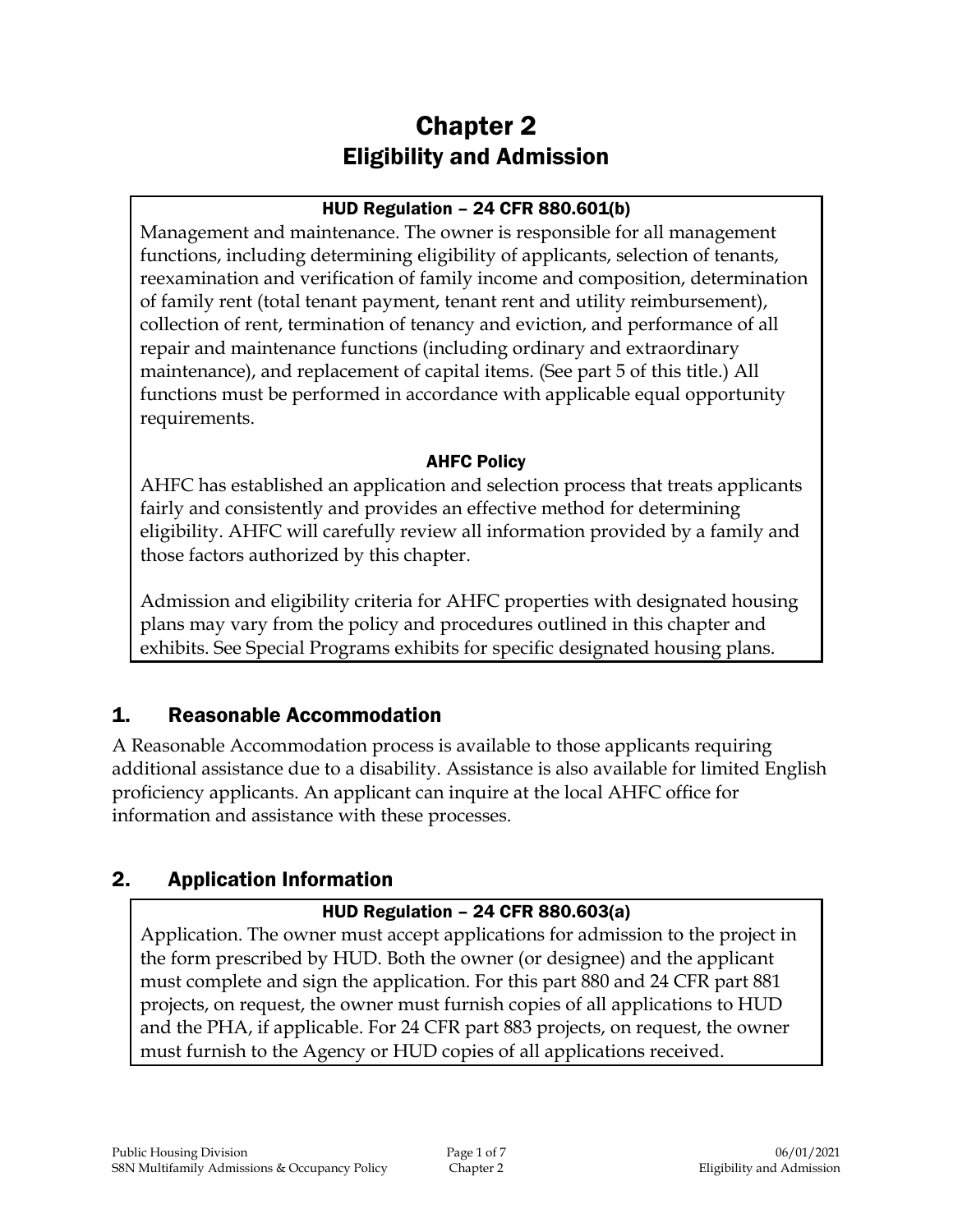# Chapter 2
## Eligibility and Admission

**HUD Regulation – 24 CFR 880.601(b)**

Management and maintenance. The owner is responsible for all management functions, including determining eligibility of applicants, selection of tenants, reexamination and verification of family income and composition, determination of family rent (total tenant payment, tenant rent and utility reimbursement), collection of rent, termination of tenancy and eviction, and performance of all repair and maintenance functions (including ordinary and extraordinary maintenance), and replacement of capital items. (See part 5 of this title.) All functions must be performed in accordance with applicable equal opportunity requirements.

**AHFC Policy**

AHFC has established an application and selection process that treats applicants fairly and consistently and provides an effective method for determining eligibility. AHFC will carefully review all information provided by a family and those factors authorized by this chapter.

Admission and eligibility criteria for AHFC properties with designated housing plans may vary from the policy and procedures outlined in this chapter and exhibits. See Special Programs exhibits for specific designated housing plans.

## 1. Reasonable Accommodation

A Reasonable Accommodation process is available to those applicants requiring additional assistance due to a disability. Assistance is also available for limited English proficiency applicants. An applicant can inquire at the local AHFC office for information and assistance with these processes.

## 2. Application Information

**HUD Regulation – 24 CFR 880.603(a)**

Application. The owner must accept applications for admission to the project in the form prescribed by HUD. Both the owner (or designee) and the applicant must complete and sign the application. For this part 880 and 24 CFR part 881 projects, on request, the owner must furnish copies of all applications to HUD and the PHA, if applicable. For 24 CFR part 883 projects, on request, the owner must furnish to the Agency or HUD copies of all applications received.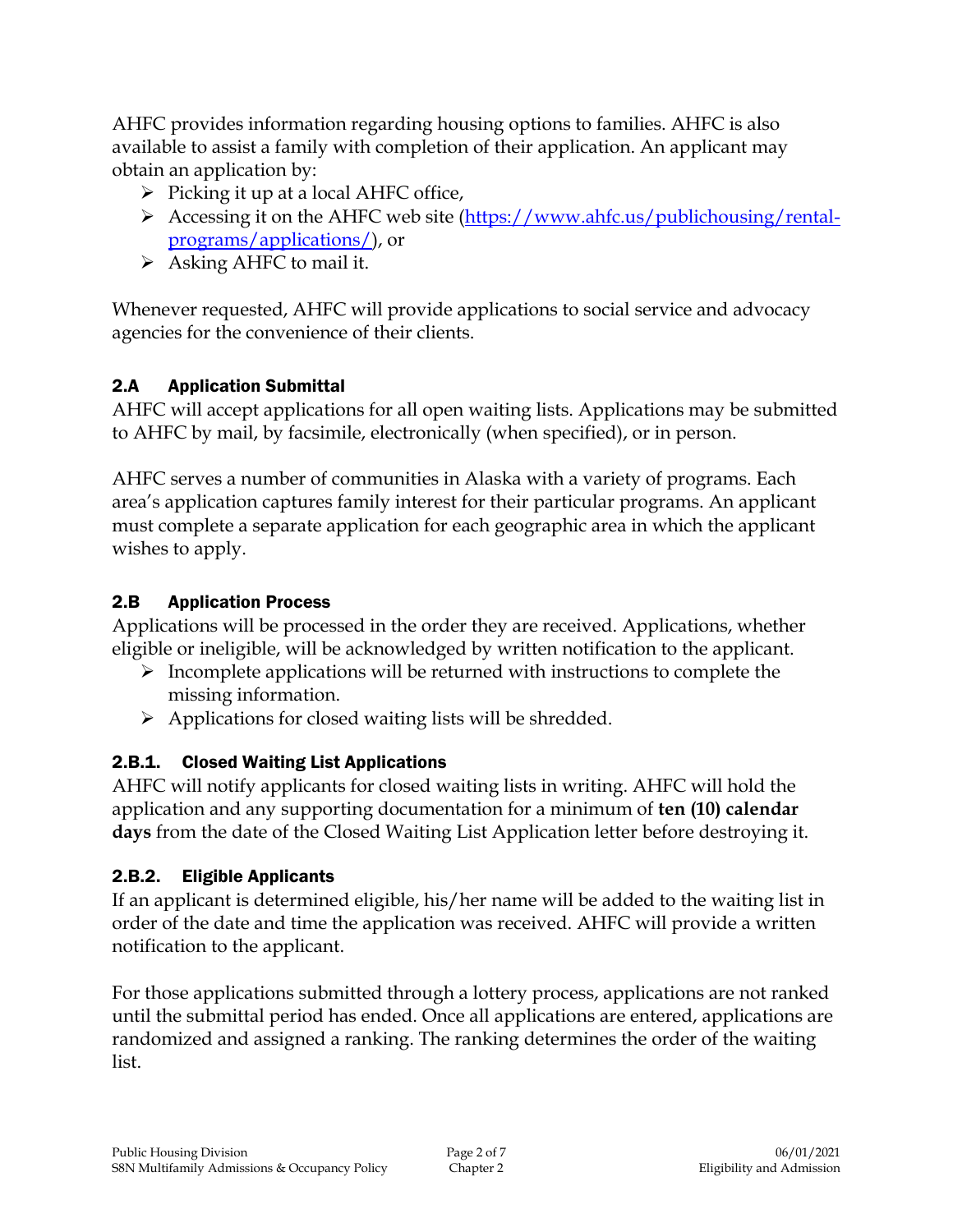AHFC provides information regarding housing options to families. AHFC is also available to assist a family with completion of their application. An applicant may obtain an application by:

- Picking it up at a local AHFC office,
- Accessing it on the AHFC web site ([https://www.ahfc.us/publichousing/rental-programs/applications/](https://www.ahfc.us/publichousing/rental-programs/applications/)), or
- Asking AHFC to mail it.

Whenever requested, AHFC will provide applications to social service and advocacy agencies for the convenience of their clients.

## 2.A Application Submittal

AHFC will accept applications for all open waiting lists. Applications may be submitted to AHFC by mail, by facsimile, electronically (when specified), or in person.

AHFC serves a number of communities in Alaska with a variety of programs. Each area's application captures family interest for their particular programs. An applicant must complete a separate application for each geographic area in which the applicant wishes to apply.

## 2.B Application Process

Applications will be processed in the order they are received. Applications, whether eligible or ineligible, will be acknowledged by written notification to the applicant.

- Incomplete applications will be returned with instructions to complete the missing information.
- Applications for closed waiting lists will be shredded.

### 2.B.1. Closed Waiting List Applications

AHFC will notify applicants for closed waiting lists in writing. AHFC will hold the application and any supporting documentation for a minimum of **ten (10) calendar days** from the date of the Closed Waiting List Application letter before destroying it.

### 2.B.2. Eligible Applicants

If an applicant is determined eligible, his/her name will be added to the waiting list in order of the date and time the application was received. AHFC will provide a written notification to the applicant.

For those applications submitted through a lottery process, applications are not ranked until the submittal period has ended. Once all applications are entered, applications are randomized and assigned a ranking. The ranking determines the order of the waiting list.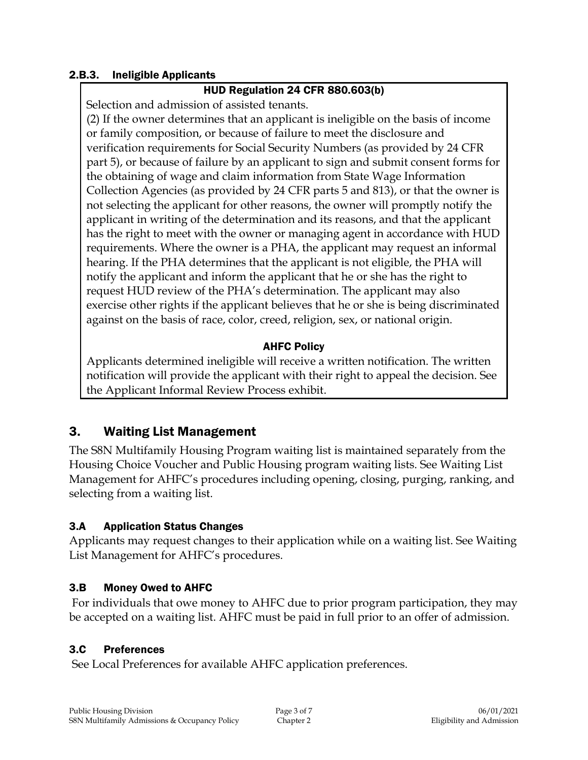### 2.B.3. Ineligible Applicants

**HUD Regulation 24 CFR 880.603(b)**

Selection and admission of assisted tenants.

(2) If the owner determines that an applicant is ineligible on the basis of income or family composition, or because of failure to meet the disclosure and verification requirements for Social Security Numbers (as provided by 24 CFR part 5), or because of failure by an applicant to sign and submit consent forms for the obtaining of wage and claim information from State Wage Information Collection Agencies (as provided by 24 CFR parts 5 and 813), or that the owner is not selecting the applicant for other reasons, the owner will promptly notify the applicant in writing of the determination and its reasons, and that the applicant has the right to meet with the owner or managing agent in accordance with HUD requirements. Where the owner is a PHA, the applicant may request an informal hearing. If the PHA determines that the applicant is not eligible, the PHA will notify the applicant and inform the applicant that he or she has the right to request HUD review of the PHA's determination. The applicant may also exercise other rights if the applicant believes that he or she is being discriminated against on the basis of race, color, creed, religion, sex, or national origin.

**AHFC Policy**

Applicants determined ineligible will receive a written notification. The written notification will provide the applicant with their right to appeal the decision. See the Applicant Informal Review Process exhibit.

## 3. Waiting List Management

The S8N Multifamily Housing Program waiting list is maintained separately from the Housing Choice Voucher and Public Housing program waiting lists. See Waiting List Management for AHFC's procedures including opening, closing, purging, ranking, and selecting from a waiting list.

### 3.A Application Status Changes

Applicants may request changes to their application while on a waiting list. See Waiting List Management for AHFC's procedures.

### 3.B Money Owed to AHFC

For individuals that owe money to AHFC due to prior program participation, they may be accepted on a waiting list. AHFC must be paid in full prior to an offer of admission.

### 3.C Preferences

See Local Preferences for available AHFC application preferences.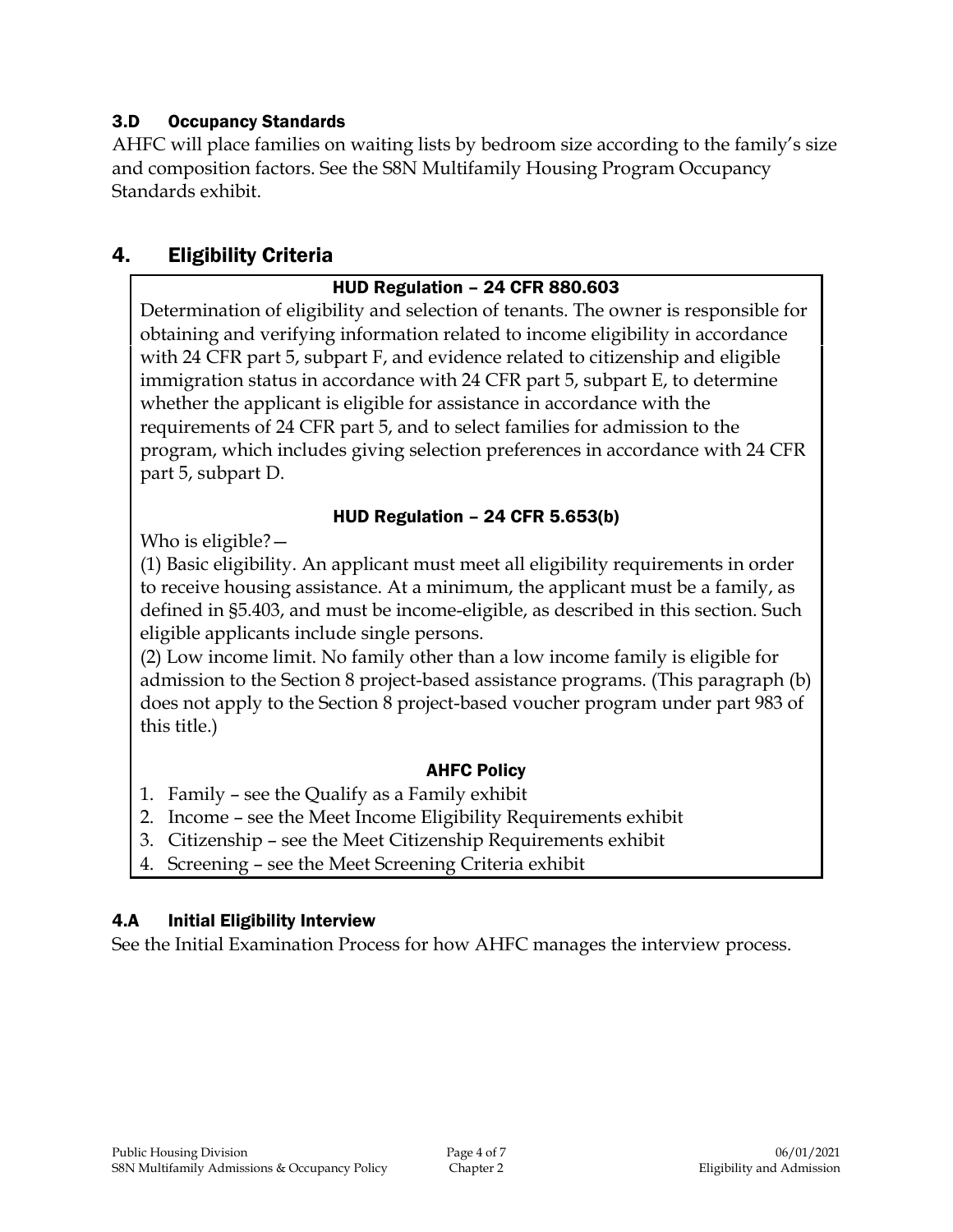### 3.D Occupancy Standards

AHFC will place families on waiting lists by bedroom size according to the family's size and composition factors. See the S8N Multifamily Housing Program Occupancy Standards exhibit.

## 4. Eligibility Criteria

**HUD Regulation – 24 CFR 880.603**

Determination of eligibility and selection of tenants. The owner is responsible for obtaining and verifying information related to income eligibility in accordance with 24 CFR part 5, subpart F, and evidence related to citizenship and eligible immigration status in accordance with 24 CFR part 5, subpart E, to determine whether the applicant is eligible for assistance in accordance with the requirements of 24 CFR part 5, and to select families for admission to the program, which includes giving selection preferences in accordance with 24 CFR part 5, subpart D.

**HUD Regulation – 24 CFR 5.653(b)**

Who is eligible?—

(1) Basic eligibility. An applicant must meet all eligibility requirements in order to receive housing assistance. At a minimum, the applicant must be a family, as defined in §5.403, and must be income-eligible, as described in this section. Such eligible applicants include single persons.

(2) Low income limit. No family other than a low income family is eligible for admission to the Section 8 project-based assistance programs. (This paragraph (b) does not apply to the Section 8 project-based voucher program under part 983 of this title.)

**AHFC Policy**

1. Family – see the Qualify as a Family exhibit
2. Income – see the Meet Income Eligibility Requirements exhibit
3. Citizenship – see the Meet Citizenship Requirements exhibit
4. Screening – see the Meet Screening Criteria exhibit

### 4.A Initial Eligibility Interview

See the Initial Examination Process for how AHFC manages the interview process.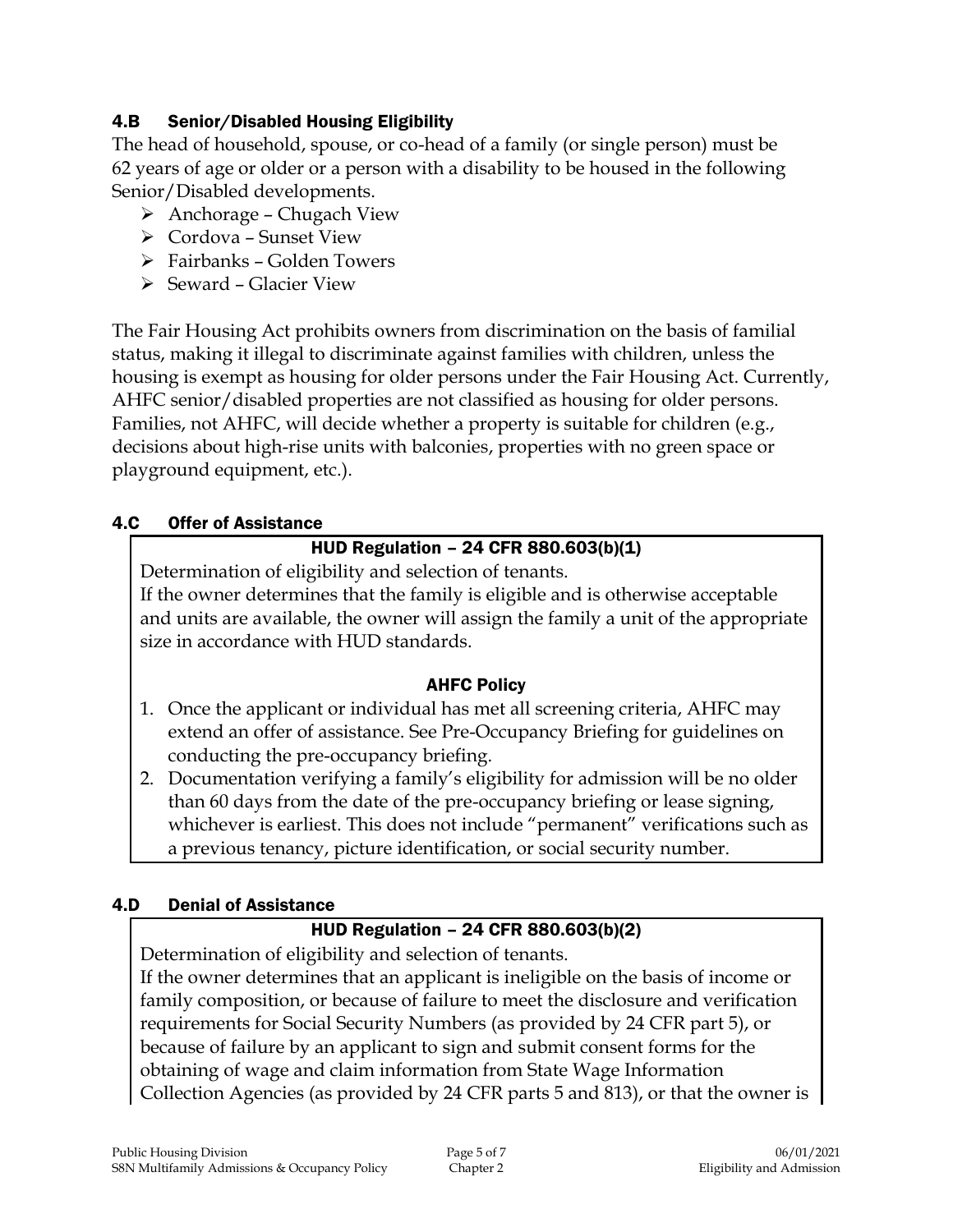## 4.B Senior/Disabled Housing Eligibility

The head of household, spouse, or co-head of a family (or single person) must be 62 years of age or older or a person with a disability to be housed in the following Senior/Disabled developments.

- Anchorage – Chugach View
- Cordova – Sunset View
- Fairbanks – Golden Towers
- Seward – Glacier View

The Fair Housing Act prohibits owners from discrimination on the basis of familial status, making it illegal to discriminate against families with children, unless the housing is exempt as housing for older persons under the Fair Housing Act. Currently, AHFC senior/disabled properties are not classified as housing for older persons. Families, not AHFC, will decide whether a property is suitable for children (e.g., decisions about high-rise units with balconies, properties with no green space or playground equipment, etc.).

## 4.C Offer of Assistance

**HUD Regulation – 24 CFR 880.603(b)(1)**

Determination of eligibility and selection of tenants.
If the owner determines that the family is eligible and is otherwise acceptable and units are available, the owner will assign the family a unit of the appropriate size in accordance with HUD standards.

**AHFC Policy**

1. Once the applicant or individual has met all screening criteria, AHFC may extend an offer of assistance. See Pre-Occupancy Briefing for guidelines on conducting the pre-occupancy briefing.
2. Documentation verifying a family's eligibility for admission will be no older than 60 days from the date of the pre-occupancy briefing or lease signing, whichever is earliest. This does not include "permanent" verifications such as a previous tenancy, picture identification, or social security number.

## 4.D Denial of Assistance

**HUD Regulation – 24 CFR 880.603(b)(2)**

Determination of eligibility and selection of tenants.
If the owner determines that an applicant is ineligible on the basis of income or family composition, or because of failure to meet the disclosure and verification requirements for Social Security Numbers (as provided by 24 CFR part 5), or because of failure by an applicant to sign and submit consent forms for the obtaining of wage and claim information from State Wage Information Collection Agencies (as provided by 24 CFR parts 5 and 813), or that the owner is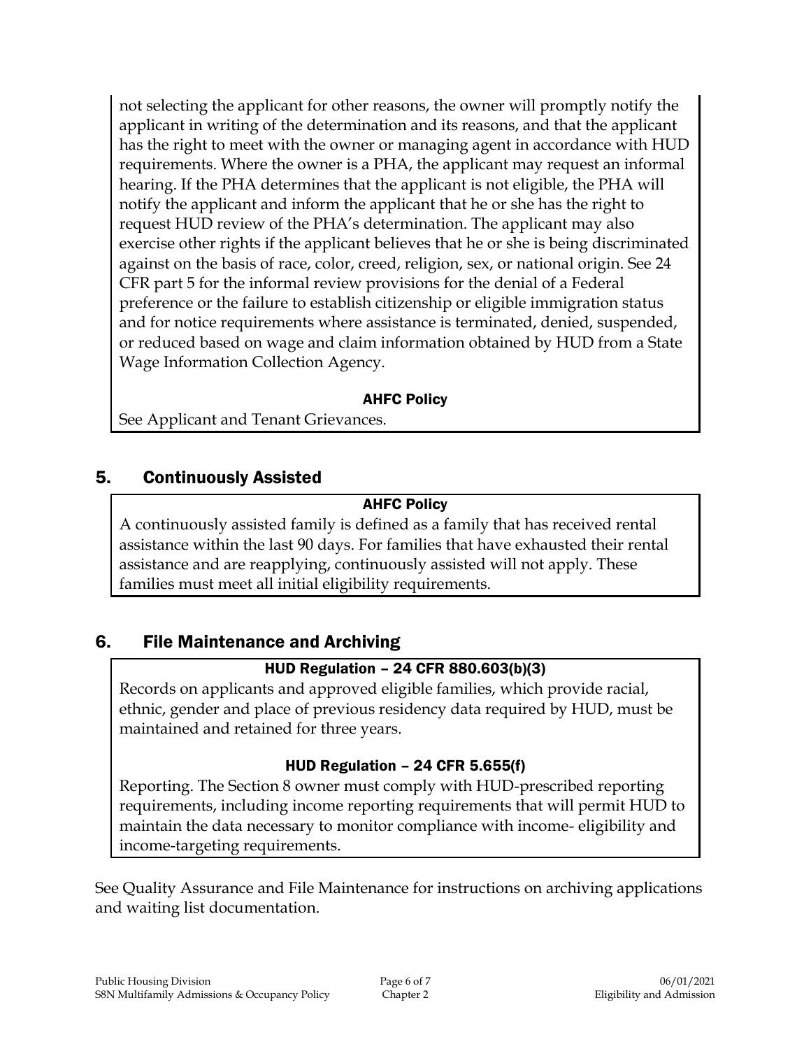not selecting the applicant for other reasons, the owner will promptly notify the applicant in writing of the determination and its reasons, and that the applicant has the right to meet with the owner or managing agent in accordance with HUD requirements. Where the owner is a PHA, the applicant may request an informal hearing. If the PHA determines that the applicant is not eligible, the PHA will notify the applicant and inform the applicant that he or she has the right to request HUD review of the PHA's determination. The applicant may also exercise other rights if the applicant believes that he or she is being discriminated against on the basis of race, color, creed, religion, sex, or national origin. See 24 CFR part 5 for the informal review provisions for the denial of a Federal preference or the failure to establish citizenship or eligible immigration status and for notice requirements where assistance is terminated, denied, suspended, or reduced based on wage and claim information obtained by HUD from a State Wage Information Collection Agency.

**AHFC Policy**

See Applicant and Tenant Grievances.

## 5. Continuously Assisted

**AHFC Policy**

A continuously assisted family is defined as a family that has received rental assistance within the last 90 days. For families that have exhausted their rental assistance and are reapplying, continuously assisted will not apply. These families must meet all initial eligibility requirements.

## 6. File Maintenance and Archiving

**HUD Regulation – 24 CFR 880.603(b)(3)**

Records on applicants and approved eligible families, which provide racial, ethnic, gender and place of previous residency data required by HUD, must be maintained and retained for three years.

**HUD Regulation – 24 CFR 5.655(f)**

Reporting. The Section 8 owner must comply with HUD-prescribed reporting requirements, including income reporting requirements that will permit HUD to maintain the data necessary to monitor compliance with income- eligibility and income-targeting requirements.

See Quality Assurance and File Maintenance for instructions on archiving applications and waiting list documentation.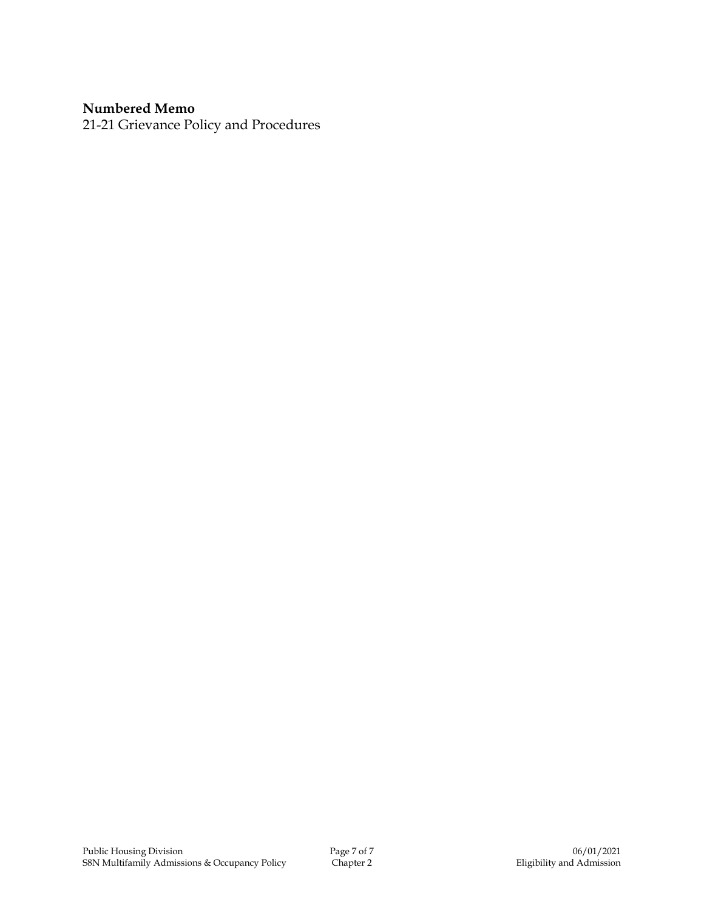**Numbered Memo**

21-21 Grievance Policy and Procedures